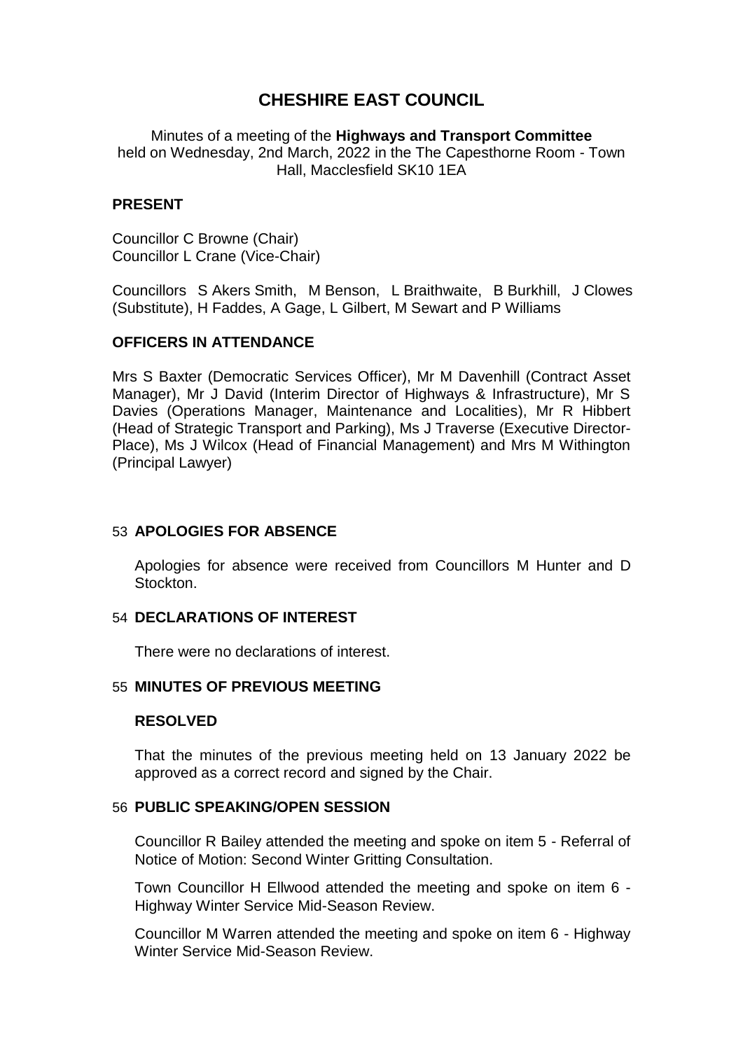# CHESHIRE EAST COUNCIL

Minutes of a meeting of the **Highways and Transport Committee** held on Wednesday, 2nd March, 2022 in the The Capesthorne Room - Town Hall, Macclesfield SK10 1EA

## PRESENT

Councillor C Browne (Chair)
Councillor L Crane (Vice-Chair)

Councillors S Akers Smith, M Benson, L Braithwaite, B Burkhill, J Clowes (Substitute), H Faddes, A Gage, L Gilbert, M Sewart and P Williams

## OFFICERS IN ATTENDANCE

Mrs S Baxter (Democratic Services Officer), Mr M Davenhill (Contract Asset Manager), Mr J David (Interim Director of Highways & Infrastructure), Mr S Davies (Operations Manager, Maintenance and Localities), Mr R Hibbert (Head of Strategic Transport and Parking), Ms J Traverse (Executive Director-Place), Ms J Wilcox (Head of Financial Management) and Mrs M Withington (Principal Lawyer)

## 53 APOLOGIES FOR ABSENCE

Apologies for absence were received from Councillors M Hunter and D Stockton.

## 54 DECLARATIONS OF INTEREST

There were no declarations of interest.

## 55 MINUTES OF PREVIOUS MEETING

**RESOLVED**

That the minutes of the previous meeting held on 13 January 2022 be approved as a correct record and signed by the Chair.

## 56 PUBLIC SPEAKING/OPEN SESSION

Councillor R Bailey attended the meeting and spoke on item 5 - Referral of Notice of Motion: Second Winter Gritting Consultation.

Town Councillor H Ellwood attended the meeting and spoke on item 6 - Highway Winter Service Mid-Season Review.

Councillor M Warren attended the meeting and spoke on item 6 - Highway Winter Service Mid-Season Review.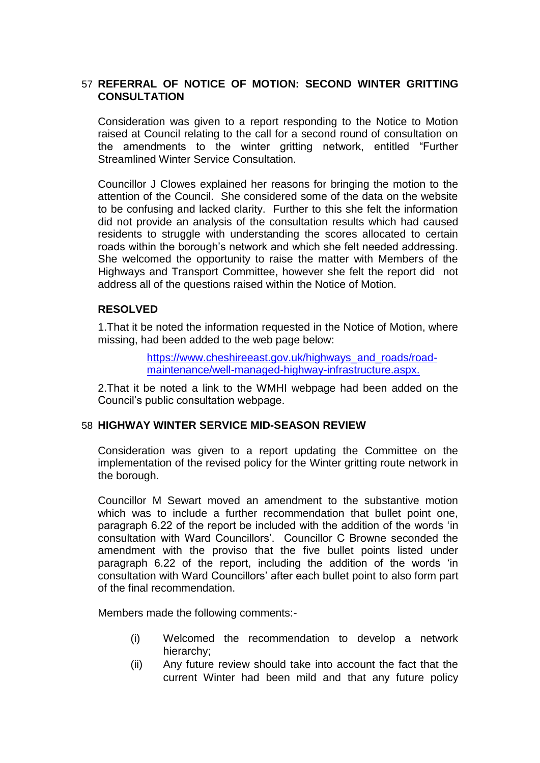## 57 REFERRAL OF NOTICE OF MOTION: SECOND WINTER GRITTING CONSULTATION

Consideration was given to a report responding to the Notice to Motion raised at Council relating to the call for a second round of consultation on the amendments to the winter gritting network, entitled "Further Streamlined Winter Service Consultation.

Councillor J Clowes explained her reasons for bringing the motion to the attention of the Council. She considered some of the data on the website to be confusing and lacked clarity. Further to this she felt the information did not provide an analysis of the consultation results which had caused residents to struggle with understanding the scores allocated to certain roads within the borough's network and which she felt needed addressing. She welcomed the opportunity to raise the matter with Members of the Highways and Transport Committee, however she felt the report did not address all of the questions raised within the Notice of Motion.

**RESOLVED**

1.That it be noted the information requested in the Notice of Motion, where missing, had been added to the web page below:

> https://www.cheshireeast.gov.uk/highways_and_roads/road-maintenance/well-managed-highway-infrastructure.aspx.

2.That it be noted a link to the WMHI webpage had been added on the Council's public consultation webpage.

## 58 HIGHWAY WINTER SERVICE MID-SEASON REVIEW

Consideration was given to a report updating the Committee on the implementation of the revised policy for the Winter gritting route network in the borough.

Councillor M Sewart moved an amendment to the substantive motion which was to include a further recommendation that bullet point one, paragraph 6.22 of the report be included with the addition of the words 'in consultation with Ward Councillors'. Councillor C Browne seconded the amendment with the proviso that the five bullet points listed under paragraph 6.22 of the report, including the addition of the words 'in consultation with Ward Councillors' after each bullet point to also form part of the final recommendation.

Members made the following comments:-

(i) Welcomed the recommendation to develop a network hierarchy;

(ii) Any future review should take into account the fact that the current Winter had been mild and that any future policy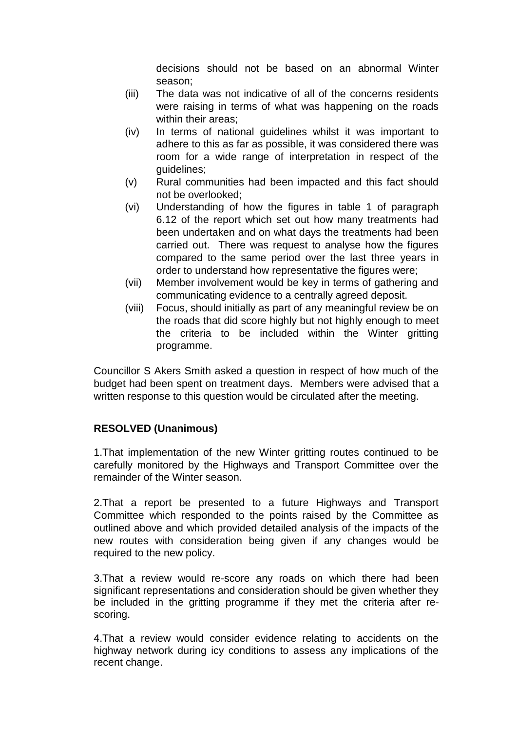decisions should not be based on an abnormal Winter season;

(iii) The data was not indicative of all of the concerns residents were raising in terms of what was happening on the roads within their areas;

(iv) In terms of national guidelines whilst it was important to adhere to this as far as possible, it was considered there was room for a wide range of interpretation in respect of the guidelines;

(v) Rural communities had been impacted and this fact should not be overlooked;

(vi) Understanding of how the figures in table 1 of paragraph 6.12 of the report which set out how many treatments had been undertaken and on what days the treatments had been carried out. There was request to analyse how the figures compared to the same period over the last three years in order to understand how representative the figures were;

(vii) Member involvement would be key in terms of gathering and communicating evidence to a centrally agreed deposit.

(viii) Focus, should initially as part of any meaningful review be on the roads that did score highly but not highly enough to meet the criteria to be included within the Winter gritting programme.

Councillor S Akers Smith asked a question in respect of how much of the budget had been spent on treatment days. Members were advised that a written response to this question would be circulated after the meeting.

**RESOLVED (Unanimous)**

1.That implementation of the new Winter gritting routes continued to be carefully monitored by the Highways and Transport Committee over the remainder of the Winter season.

2.That a report be presented to a future Highways and Transport Committee which responded to the points raised by the Committee as outlined above and which provided detailed analysis of the impacts of the new routes with consideration being given if any changes would be required to the new policy.

3.That a review would re-score any roads on which there had been significant representations and consideration should be given whether they be included in the gritting programme if they met the criteria after re-scoring.

4.That a review would consider evidence relating to accidents on the highway network during icy conditions to assess any implications of the recent change.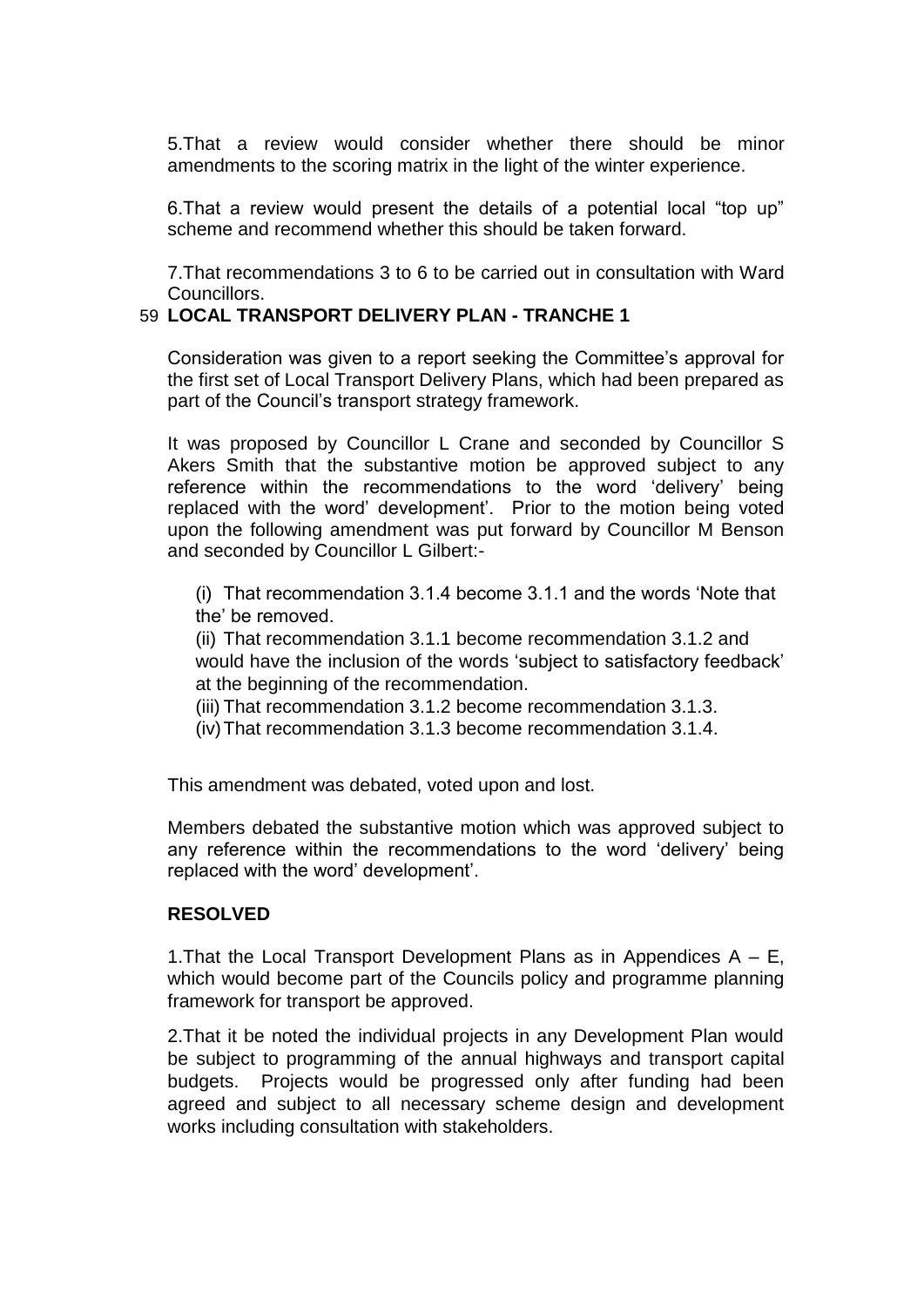5.That a review would consider whether there should be minor amendments to the scoring matrix in the light of the winter experience.

6.That a review would present the details of a potential local "top up" scheme and recommend whether this should be taken forward.

7.That recommendations 3 to 6 to be carried out in consultation with Ward Councillors.

## 59 LOCAL TRANSPORT DELIVERY PLAN - TRANCHE 1

Consideration was given to a report seeking the Committee's approval for the first set of Local Transport Delivery Plans, which had been prepared as part of the Council's transport strategy framework.

It was proposed by Councillor L Crane and seconded by Councillor S Akers Smith that the substantive motion be approved subject to any reference within the recommendations to the word 'delivery' being replaced with the word' development'. Prior to the motion being voted upon the following amendment was put forward by Councillor M Benson and seconded by Councillor L Gilbert:-

(i) That recommendation 3.1.4 become 3.1.1 and the words 'Note that the' be removed.

(ii) That recommendation 3.1.1 become recommendation 3.1.2 and would have the inclusion of the words 'subject to satisfactory feedback' at the beginning of the recommendation.

(iii) That recommendation 3.1.2 become recommendation 3.1.3.

(iv) That recommendation 3.1.3 become recommendation 3.1.4.

This amendment was debated, voted upon and lost.

Members debated the substantive motion which was approved subject to any reference within the recommendations to the word 'delivery' being replaced with the word' development'.

**RESOLVED**

1.That the Local Transport Development Plans as in Appendices A – E, which would become part of the Councils policy and programme planning framework for transport be approved.

2.That it be noted the individual projects in any Development Plan would be subject to programming of the annual highways and transport capital budgets. Projects would be progressed only after funding had been agreed and subject to all necessary scheme design and development works including consultation with stakeholders.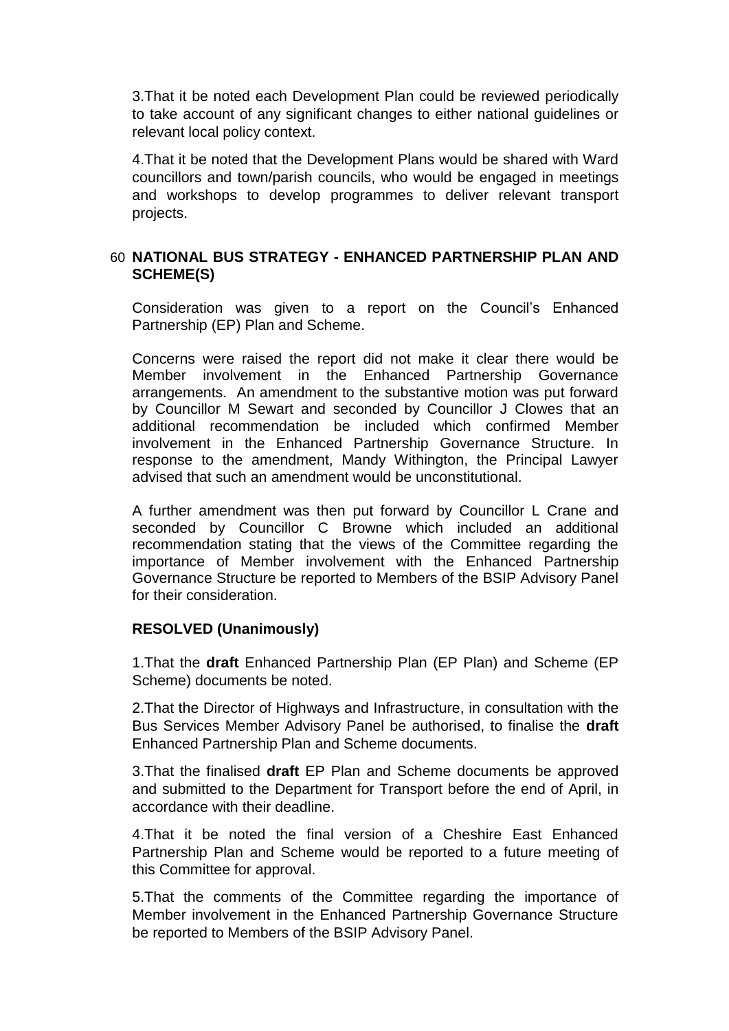3.That it be noted each Development Plan could be reviewed periodically to take account of any significant changes to either national guidelines or relevant local policy context.

4.That it be noted that the Development Plans would be shared with Ward councillors and town/parish councils, who would be engaged in meetings and workshops to develop programmes to deliver relevant transport projects.

## 60 NATIONAL BUS STRATEGY - ENHANCED PARTNERSHIP PLAN AND SCHEME(S)

Consideration was given to a report on the Council's Enhanced Partnership (EP) Plan and Scheme.

Concerns were raised the report did not make it clear there would be Member involvement in the Enhanced Partnership Governance arrangements. An amendment to the substantive motion was put forward by Councillor M Sewart and seconded by Councillor J Clowes that an additional recommendation be included which confirmed Member involvement in the Enhanced Partnership Governance Structure. In response to the amendment, Mandy Withington, the Principal Lawyer advised that such an amendment would be unconstitutional.

A further amendment was then put forward by Councillor L Crane and seconded by Councillor C Browne which included an additional recommendation stating that the views of the Committee regarding the importance of Member involvement with the Enhanced Partnership Governance Structure be reported to Members of the BSIP Advisory Panel for their consideration.

**RESOLVED (Unanimously)**

1.That the **draft** Enhanced Partnership Plan (EP Plan) and Scheme (EP Scheme) documents be noted.

2.That the Director of Highways and Infrastructure, in consultation with the Bus Services Member Advisory Panel be authorised, to finalise the **draft** Enhanced Partnership Plan and Scheme documents.

3.That the finalised **draft** EP Plan and Scheme documents be approved and submitted to the Department for Transport before the end of April, in accordance with their deadline.

4.That it be noted the final version of a Cheshire East Enhanced Partnership Plan and Scheme would be reported to a future meeting of this Committee for approval.

5.That the comments of the Committee regarding the importance of Member involvement in the Enhanced Partnership Governance Structure be reported to Members of the BSIP Advisory Panel.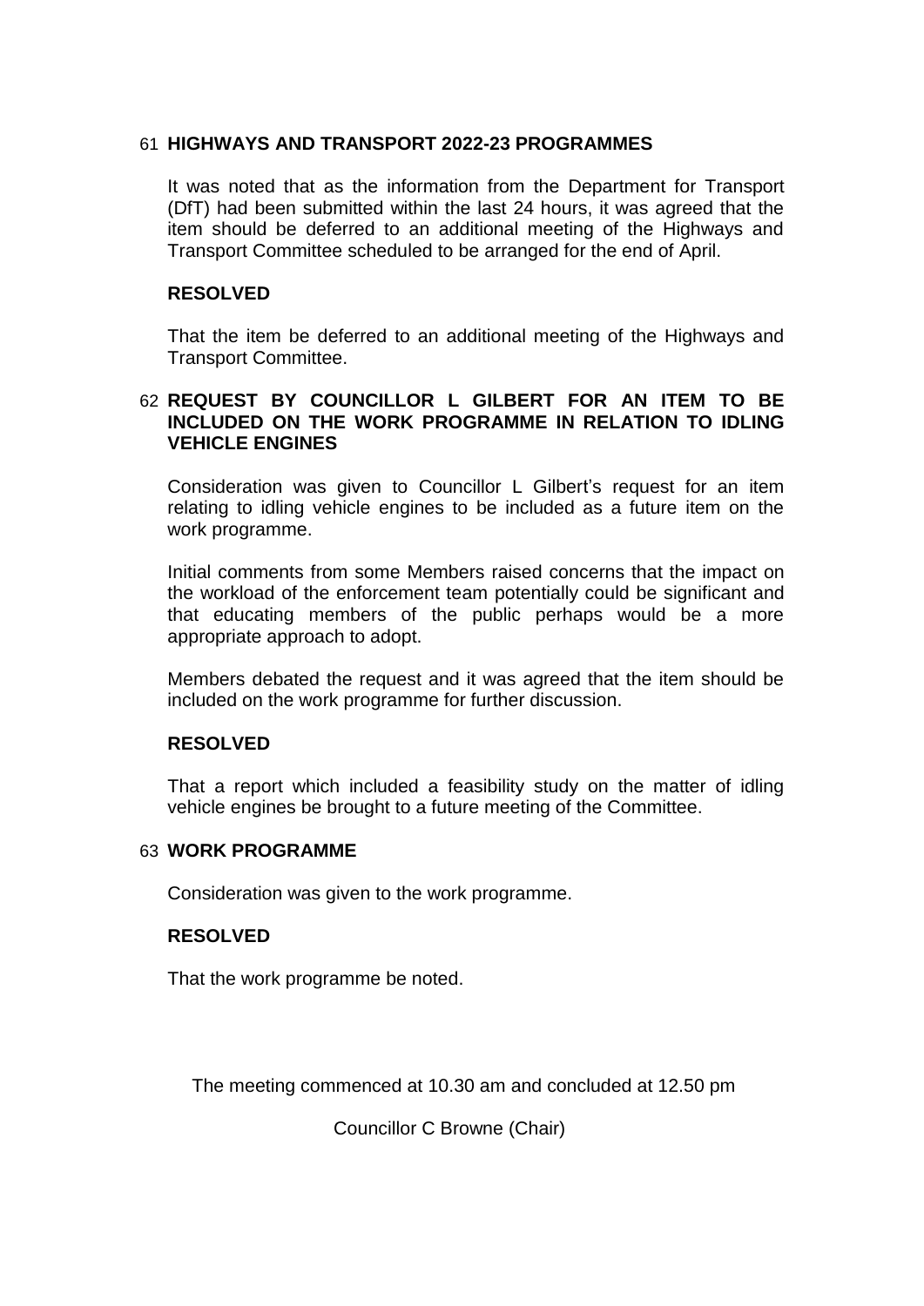## 61 HIGHWAYS AND TRANSPORT 2022-23 PROGRAMMES

It was noted that as the information from the Department for Transport (DfT) had been submitted within the last 24 hours, it was agreed that the item should be deferred to an additional meeting of the Highways and Transport Committee scheduled to be arranged for the end of April.

**RESOLVED**

That the item be deferred to an additional meeting of the Highways and Transport Committee.

## 62 REQUEST BY COUNCILLOR L GILBERT FOR AN ITEM TO BE INCLUDED ON THE WORK PROGRAMME IN RELATION TO IDLING VEHICLE ENGINES

Consideration was given to Councillor L Gilbert's request for an item relating to idling vehicle engines to be included as a future item on the work programme.

Initial comments from some Members raised concerns that the impact on the workload of the enforcement team potentially could be significant and that educating members of the public perhaps would be a more appropriate approach to adopt.

Members debated the request and it was agreed that the item should be included on the work programme for further discussion.

**RESOLVED**

That a report which included a feasibility study on the matter of idling vehicle engines be brought to a future meeting of the Committee.

## 63 WORK PROGRAMME

Consideration was given to the work programme.

**RESOLVED**

That the work programme be noted.

The meeting commenced at 10.30 am and concluded at 12.50 pm

Councillor C Browne (Chair)